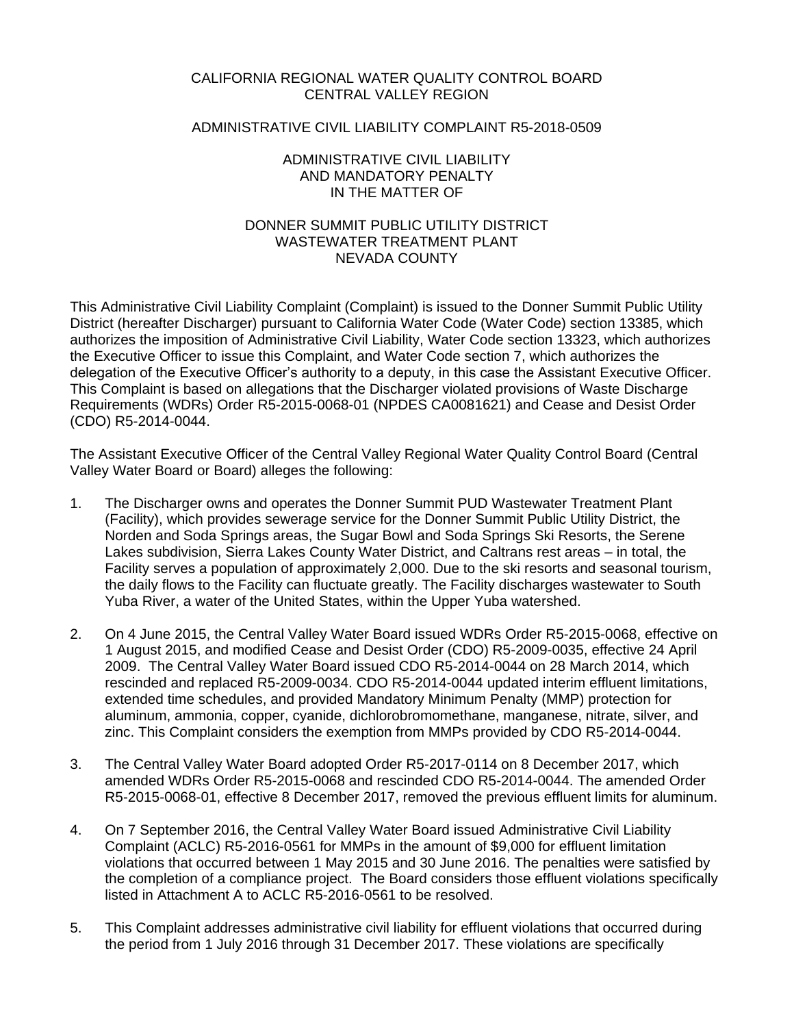CALIFORNIA REGIONAL WATER QUALITY CONTROL BOARD
CENTRAL VALLEY REGION

ADMINISTRATIVE CIVIL LIABILITY COMPLAINT R5-2018-0509

ADMINISTRATIVE CIVIL LIABILITY
AND MANDATORY PENALTY
IN THE MATTER OF

DONNER SUMMIT PUBLIC UTILITY DISTRICT
WASTEWATER TREATMENT PLANT
NEVADA COUNTY

This Administrative Civil Liability Complaint (Complaint) is issued to the Donner Summit Public Utility District (hereafter Discharger) pursuant to California Water Code (Water Code) section 13385, which authorizes the imposition of Administrative Civil Liability, Water Code section 13323, which authorizes the Executive Officer to issue this Complaint, and Water Code section 7, which authorizes the delegation of the Executive Officer's authority to a deputy, in this case the Assistant Executive Officer. This Complaint is based on allegations that the Discharger violated provisions of Waste Discharge Requirements (WDRs) Order R5-2015-0068-01 (NPDES CA0081621) and Cease and Desist Order (CDO) R5-2014-0044.

The Assistant Executive Officer of the Central Valley Regional Water Quality Control Board (Central Valley Water Board or Board) alleges the following:

1. The Discharger owns and operates the Donner Summit PUD Wastewater Treatment Plant (Facility), which provides sewerage service for the Donner Summit Public Utility District, the Norden and Soda Springs areas, the Sugar Bowl and Soda Springs Ski Resorts, the Serene Lakes subdivision, Sierra Lakes County Water District, and Caltrans rest areas – in total, the Facility serves a population of approximately 2,000. Due to the ski resorts and seasonal tourism, the daily flows to the Facility can fluctuate greatly. The Facility discharges wastewater to South Yuba River, a water of the United States, within the Upper Yuba watershed.

2. On 4 June 2015, the Central Valley Water Board issued WDRs Order R5-2015-0068, effective on 1 August 2015, and modified Cease and Desist Order (CDO) R5-2009-0035, effective 24 April 2009. The Central Valley Water Board issued CDO R5-2014-0044 on 28 March 2014, which rescinded and replaced R5-2009-0034. CDO R5-2014-0044 updated interim effluent limitations, extended time schedules, and provided Mandatory Minimum Penalty (MMP) protection for aluminum, ammonia, copper, cyanide, dichlorobromomethane, manganese, nitrate, silver, and zinc. This Complaint considers the exemption from MMPs provided by CDO R5-2014-0044.

3. The Central Valley Water Board adopted Order R5-2017-0114 on 8 December 2017, which amended WDRs Order R5-2015-0068 and rescinded CDO R5-2014-0044. The amended Order R5-2015-0068-01, effective 8 December 2017, removed the previous effluent limits for aluminum.

4. On 7 September 2016, the Central Valley Water Board issued Administrative Civil Liability Complaint (ACLC) R5-2016-0561 for MMPs in the amount of $9,000 for effluent limitation violations that occurred between 1 May 2015 and 30 June 2016. The penalties were satisfied by the completion of a compliance project. The Board considers those effluent violations specifically listed in Attachment A to ACLC R5-2016-0561 to be resolved.

5. This Complaint addresses administrative civil liability for effluent violations that occurred during the period from 1 July 2016 through 31 December 2017. These violations are specifically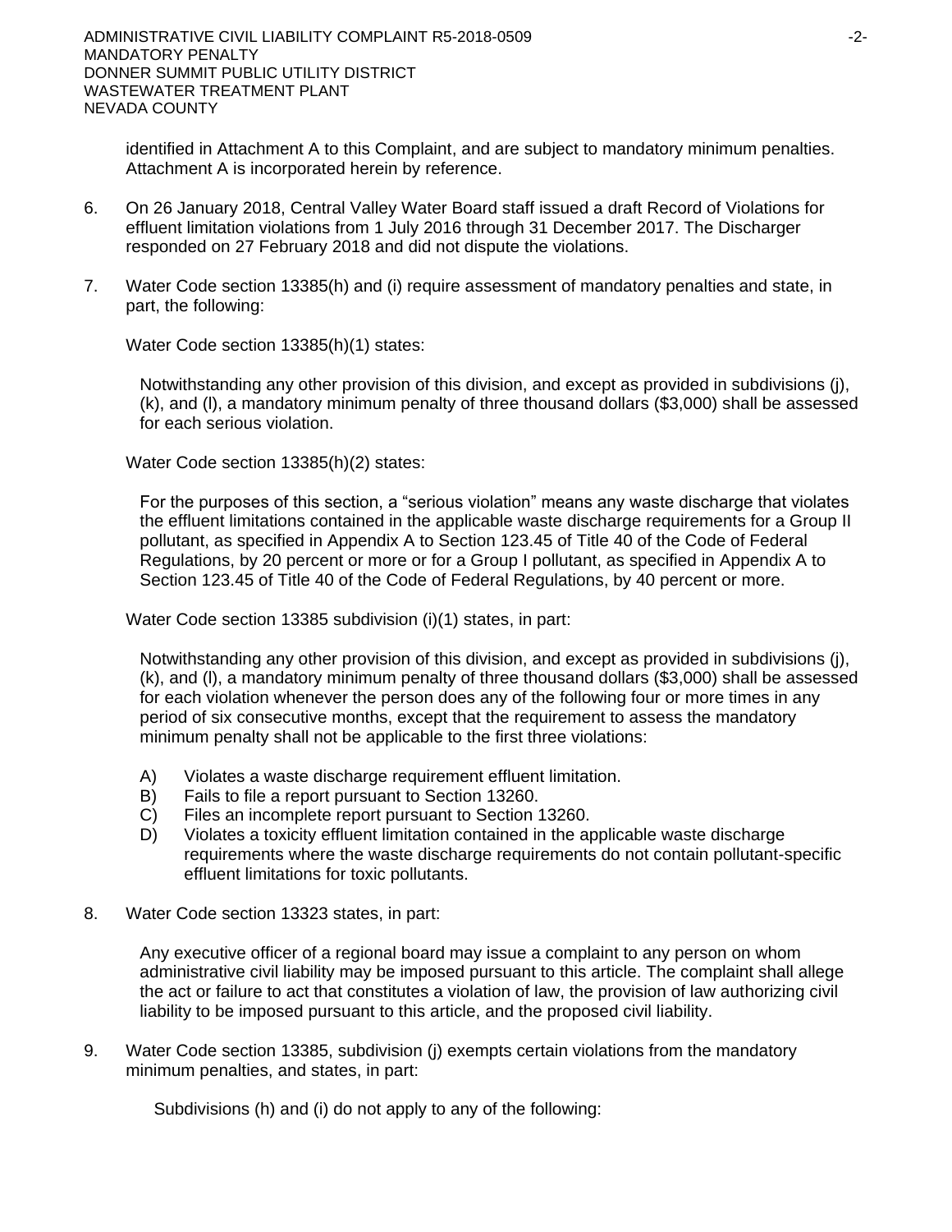identified in Attachment A to this Complaint, and are subject to mandatory minimum penalties. Attachment A is incorporated herein by reference.

6. On 26 January 2018, Central Valley Water Board staff issued a draft Record of Violations for effluent limitation violations from 1 July 2016 through 31 December 2017. The Discharger responded on 27 February 2018 and did not dispute the violations.

7. Water Code section 13385(h) and (i) require assessment of mandatory penalties and state, in part, the following:

   Water Code section 13385(h)(1) states:

   > Notwithstanding any other provision of this division, and except as provided in subdivisions (j), (k), and (l), a mandatory minimum penalty of three thousand dollars ($3,000) shall be assessed for each serious violation.

   Water Code section 13385(h)(2) states:

   > For the purposes of this section, a "serious violation" means any waste discharge that violates the effluent limitations contained in the applicable waste discharge requirements for a Group II pollutant, as specified in Appendix A to Section 123.45 of Title 40 of the Code of Federal Regulations, by 20 percent or more or for a Group I pollutant, as specified in Appendix A to Section 123.45 of Title 40 of the Code of Federal Regulations, by 40 percent or more.

   Water Code section 13385 subdivision (i)(1) states, in part:

   > Notwithstanding any other provision of this division, and except as provided in subdivisions (j), (k), and (l), a mandatory minimum penalty of three thousand dollars ($3,000) shall be assessed for each violation whenever the person does any of the following four or more times in any period of six consecutive months, except that the requirement to assess the mandatory minimum penalty shall not be applicable to the first three violations:
   >
   > A) Violates a waste discharge requirement effluent limitation.
   > B) Fails to file a report pursuant to Section 13260.
   > C) Files an incomplete report pursuant to Section 13260.
   > D) Violates a toxicity effluent limitation contained in the applicable waste discharge requirements where the waste discharge requirements do not contain pollutant-specific effluent limitations for toxic pollutants.

8. Water Code section 13323 states, in part:

   > Any executive officer of a regional board may issue a complaint to any person on whom administrative civil liability may be imposed pursuant to this article. The complaint shall allege the act or failure to act that constitutes a violation of law, the provision of law authorizing civil liability to be imposed pursuant to this article, and the proposed civil liability.

9. Water Code section 13385, subdivision (j) exempts certain violations from the mandatory minimum penalties, and states, in part:

   > Subdivisions (h) and (i) do not apply to any of the following: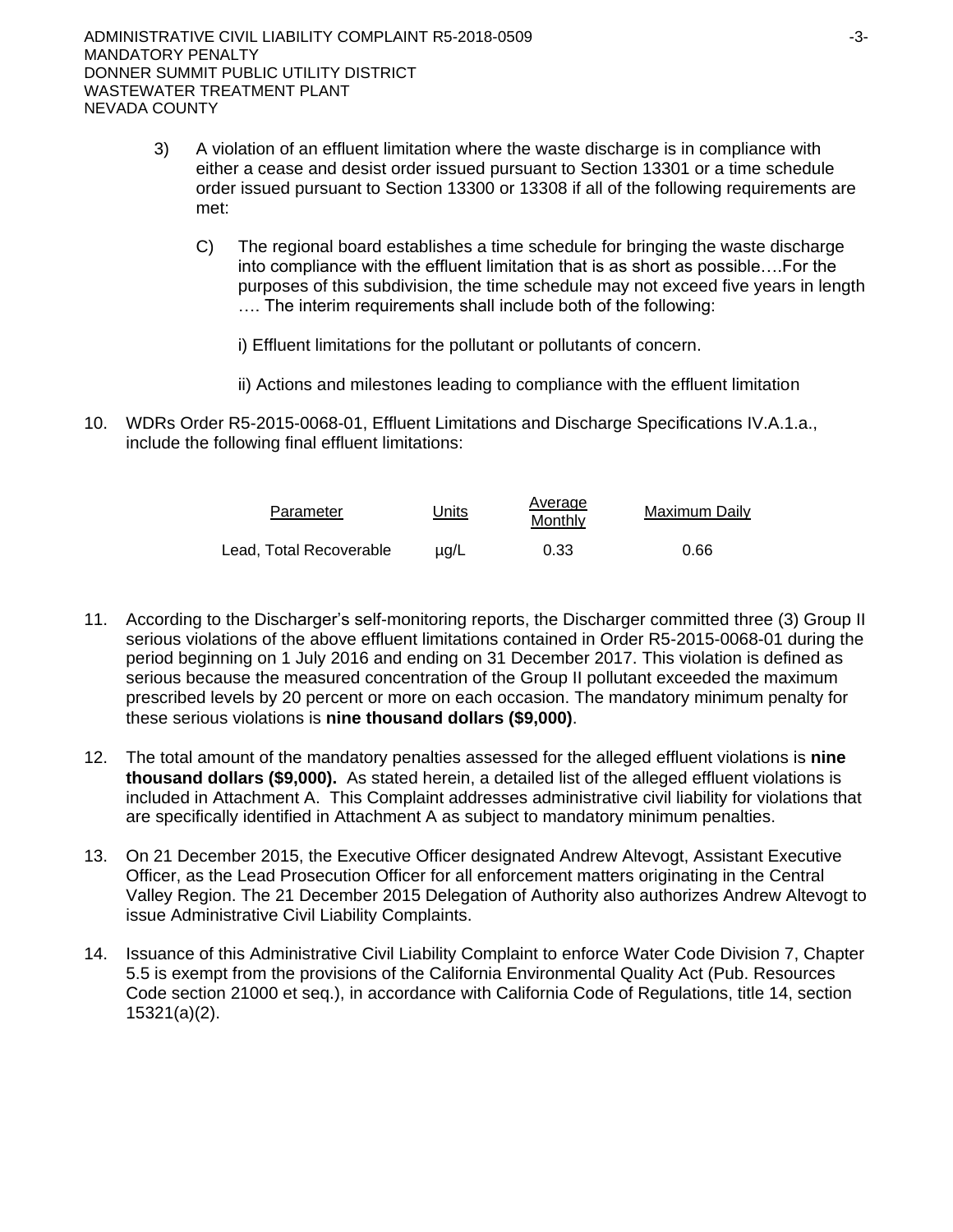3) A violation of an effluent limitation where the waste discharge is in compliance with either a cease and desist order issued pursuant to Section 13301 or a time schedule order issued pursuant to Section 13300 or 13308 if all of the following requirements are met:

   C) The regional board establishes a time schedule for bringing the waste discharge into compliance with the effluent limitation that is as short as possible….For the purposes of this subdivision, the time schedule may not exceed five years in length …. The interim requirements shall include both of the following:

   i) Effluent limitations for the pollutant or pollutants of concern.

   ii) Actions and milestones leading to compliance with the effluent limitation

10. WDRs Order R5-2015-0068-01, Effluent Limitations and Discharge Specifications IV.A.1.a., include the following final effluent limitations:

| Parameter | Units | Average Monthly | Maximum Daily |
|---|---|---|---|
| Lead, Total Recoverable | µg/L | 0.33 | 0.66 |

11. According to the Discharger's self-monitoring reports, the Discharger committed three (3) Group II serious violations of the above effluent limitations contained in Order R5-2015-0068-01 during the period beginning on 1 July 2016 and ending on 31 December 2017. This violation is defined as serious because the measured concentration of the Group II pollutant exceeded the maximum prescribed levels by 20 percent or more on each occasion. The mandatory minimum penalty for these serious violations is **nine thousand dollars ($9,000)**.

12. The total amount of the mandatory penalties assessed for the alleged effluent violations is **nine thousand dollars ($9,000).** As stated herein, a detailed list of the alleged effluent violations is included in Attachment A. This Complaint addresses administrative civil liability for violations that are specifically identified in Attachment A as subject to mandatory minimum penalties.

13. On 21 December 2015, the Executive Officer designated Andrew Altevogt, Assistant Executive Officer, as the Lead Prosecution Officer for all enforcement matters originating in the Central Valley Region. The 21 December 2015 Delegation of Authority also authorizes Andrew Altevogt to issue Administrative Civil Liability Complaints.

14. Issuance of this Administrative Civil Liability Complaint to enforce Water Code Division 7, Chapter 5.5 is exempt from the provisions of the California Environmental Quality Act (Pub. Resources Code section 21000 et seq.), in accordance with California Code of Regulations, title 14, section 15321(a)(2).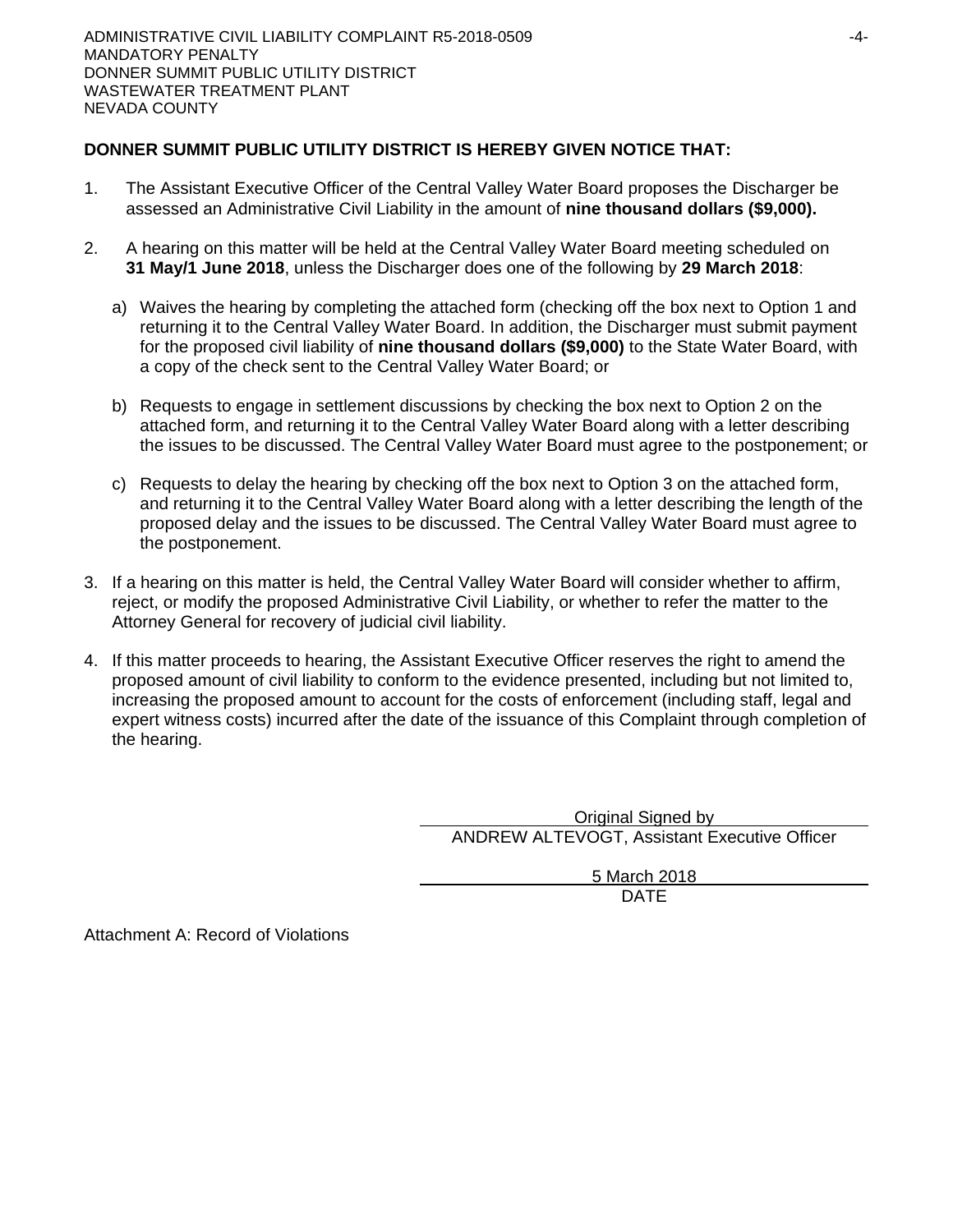**DONNER SUMMIT PUBLIC UTILITY DISTRICT IS HEREBY GIVEN NOTICE THAT:**

1. The Assistant Executive Officer of the Central Valley Water Board proposes the Discharger be assessed an Administrative Civil Liability in the amount of **nine thousand dollars ($9,000).**

2. A hearing on this matter will be held at the Central Valley Water Board meeting scheduled on **31 May/1 June 2018**, unless the Discharger does one of the following by **29 March 2018**:

   a) Waives the hearing by completing the attached form (checking off the box next to Option 1 and returning it to the Central Valley Water Board. In addition, the Discharger must submit payment for the proposed civil liability of **nine thousand dollars ($9,000)** to the State Water Board, with a copy of the check sent to the Central Valley Water Board; or

   b) Requests to engage in settlement discussions by checking the box next to Option 2 on the attached form, and returning it to the Central Valley Water Board along with a letter describing the issues to be discussed. The Central Valley Water Board must agree to the postponement; or

   c) Requests to delay the hearing by checking off the box next to Option 3 on the attached form, and returning it to the Central Valley Water Board along with a letter describing the length of the proposed delay and the issues to be discussed. The Central Valley Water Board must agree to the postponement.

3. If a hearing on this matter is held, the Central Valley Water Board will consider whether to affirm, reject, or modify the proposed Administrative Civil Liability, or whether to refer the matter to the Attorney General for recovery of judicial civil liability.

4. If this matter proceeds to hearing, the Assistant Executive Officer reserves the right to amend the proposed amount of civil liability to conform to the evidence presented, including but not limited to, increasing the proposed amount to account for the costs of enforcement (including staff, legal and expert witness costs) incurred after the date of the issuance of this Complaint through completion of the hearing.

Original Signed by
ANDREW ALTEVOGT, Assistant Executive Officer

5 March 2018
DATE

Attachment A: Record of Violations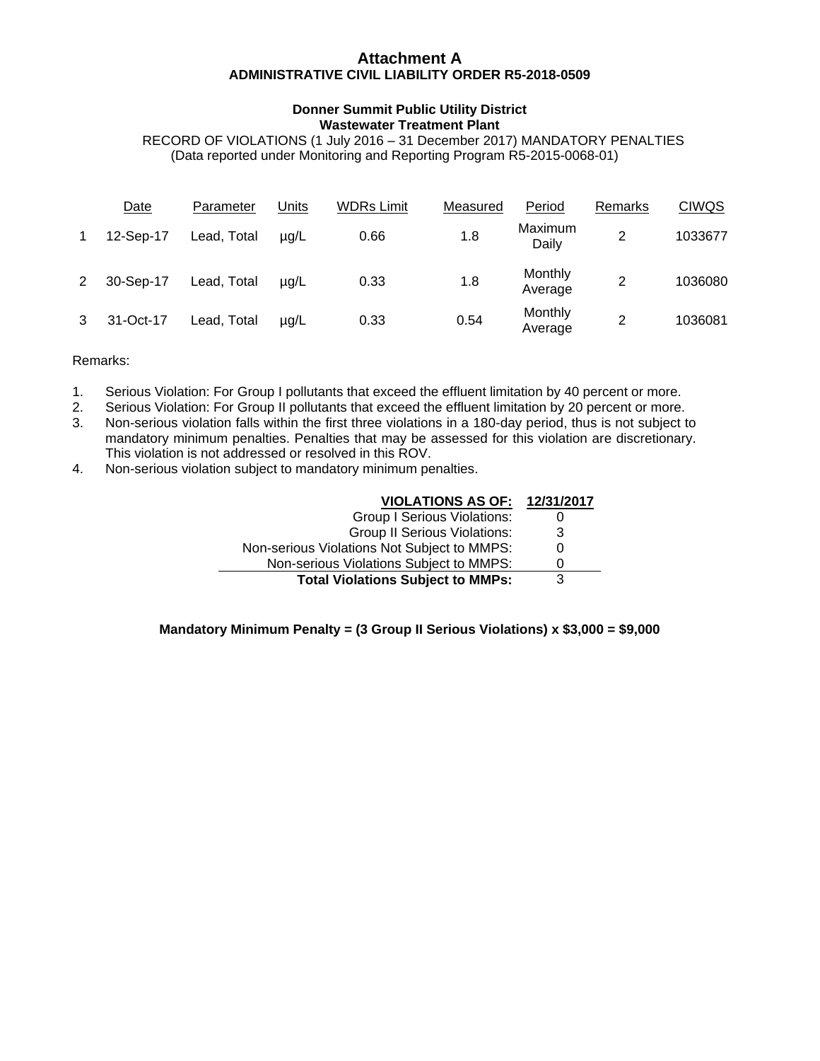# Attachment A

## ADMINISTRATIVE CIVIL LIABILITY ORDER R5-2018-0509

### Donner Summit Public Utility District
### Wastewater Treatment Plant

RECORD OF VIOLATIONS (1 July 2016 – 31 December 2017) MANDATORY PENALTIES
(Data reported under Monitoring and Reporting Program R5-2015-0068-01)

| | Date | Parameter | Units | WDRs Limit | Measured | Period | Remarks | CIWQS |
|---|---|---|---|---|---|---|---|---|
| 1 | 12-Sep-17 | Lead, Total | µg/L | 0.66 | 1.8 | Maximum Daily | 2 | 1033677 |
| 2 | 30-Sep-17 | Lead, Total | µg/L | 0.33 | 1.8 | Monthly Average | 2 | 1036080 |
| 3 | 31-Oct-17 | Lead, Total | µg/L | 0.33 | 0.54 | Monthly Average | 2 | 1036081 |

Remarks:

1. Serious Violation: For Group I pollutants that exceed the effluent limitation by 40 percent or more.
2. Serious Violation: For Group II pollutants that exceed the effluent limitation by 20 percent or more.
3. Non-serious violation falls within the first three violations in a 180-day period, thus is not subject to mandatory minimum penalties. Penalties that may be assessed for this violation are discretionary. This violation is not addressed or resolved in this ROV.
4. Non-serious violation subject to mandatory minimum penalties.

| **VIOLATIONS AS OF:** | **12/31/2017** |
|---|---|
| Group I Serious Violations: | 0 |
| Group II Serious Violations: | 3 |
| Non-serious Violations Not Subject to MMPS: | 0 |
| Non-serious Violations Subject to MMPS: | 0 |
| **Total Violations Subject to MMPs:** | 3 |

**Mandatory Minimum Penalty = (3 Group II Serious Violations) x $3,000 = $9,000**